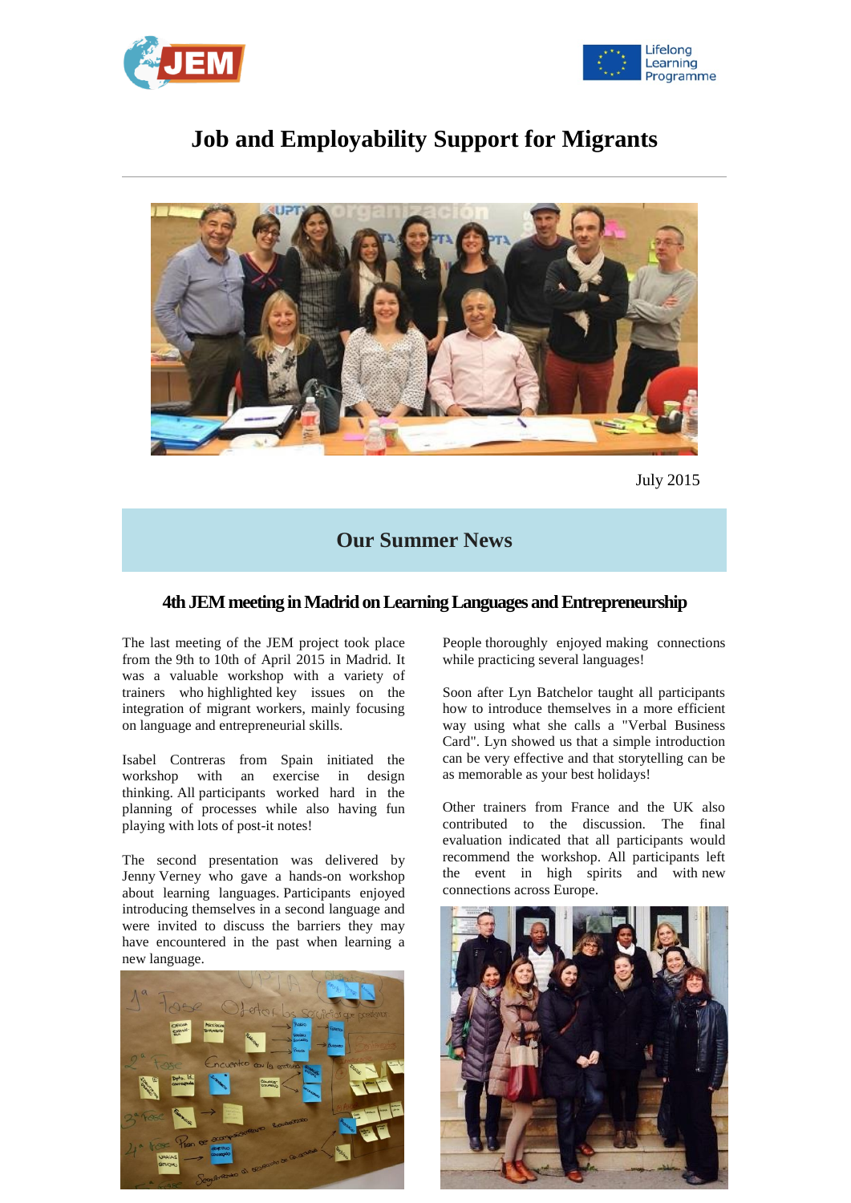# Job and Employability Support for Migrants

July 2015

## Our Summer News

### 4th JEM meeting in Madrid on Learning Languages and Entrepreneurship

The last meeting of the JEM project took place from the 9th to 10th of April 2015 in Madrid. It was a valuable workshop with a variety of trainers who highlighted key issues on the integration of migrant workers, mainly focusing on language and entrepreneurial skills.

Isabel Contreras from Spain initiated the workshop with an exercise in design thinking. All participants worked hard in the planning of processes while also having fun playing with lots of post-it notes!

The second presentation was delivered by Jenny Verney who gave a hands-on workshop about learning languages. Participants enjoyed introducing themselves in a second language and were invited to discuss the barriers they may have encountered in the past when learning a new language.

People thoroughly enjoyed making connections while practicing several languages!

Soon after Lyn Batchelor taught all participants how to introduce themselves in a more efficient way using what she calls a "Verbal Business Card". Lyn showed us that a simple introduction can be very effective and that storytelling can be as memorable as your best holidays!

Other trainers from France and the UK also contributed to the discussion. The final evaluation indicated that all participants would recommend the workshop. All participants left the event in high spirits and with new connections across Europe.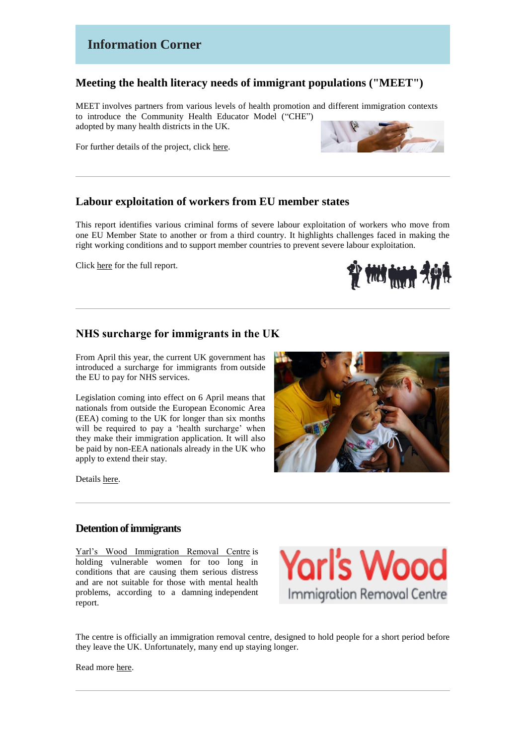## Information Corner

### Meeting the health literacy needs of immigrant populations ("MEET")

MEET involves partners from various levels of health promotion and different immigration contexts to introduce the Community Health Educator Model ("CHE") adopted by many health districts in the UK.

For further details of the project, click here.

---

### Labour exploitation of workers from EU member states

This report identifies various criminal forms of severe labour exploitation of workers who move from one EU Member State to another or from a third country. It highlights challenges faced in making the right working conditions and to support member countries to prevent severe labour exploitation.

Click here for the full report.

---

### NHS surcharge for immigrants in the UK

From April this year, the current UK government has introduced a surcharge for immigrants from outside the EU to pay for NHS services.

Legislation coming into effect on 6 April means that nationals from outside the European Economic Area (EEA) coming to the UK for longer than six months will be required to pay a 'health surcharge' when they make their immigration application. It will also be paid by non-EEA nationals already in the UK who apply to extend their stay.

Details here.

---

### Detention of immigrants

Yarl's Wood Immigration Removal Centre is holding vulnerable women for too long in conditions that are causing them serious distress and are not suitable for those with mental health problems, according to a damning independent report.

The centre is officially an immigration removal centre, designed to hold people for a short period before they leave the UK. Unfortunately, many end up staying longer.

Read more here.

---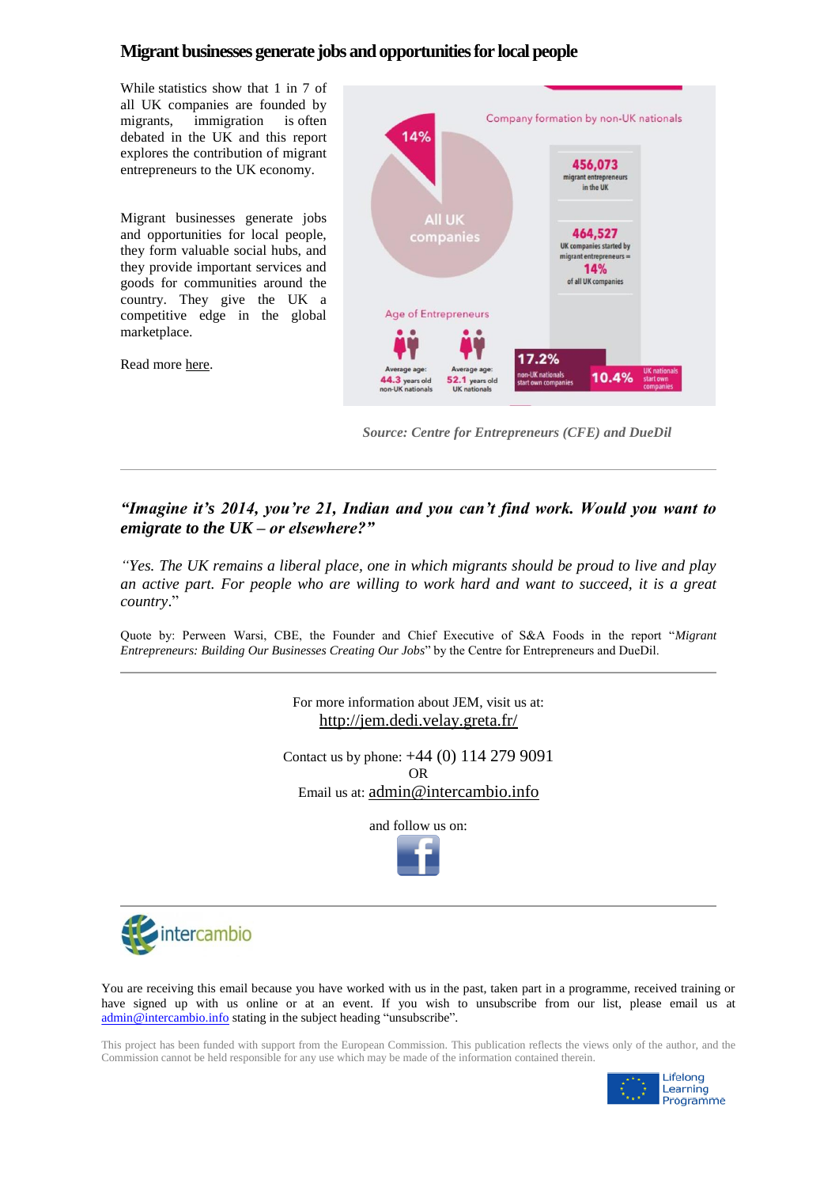### Migrant businesses generate jobs and opportunities for local people

While statistics show that 1 in 7 of all UK companies are founded by migrants, immigration is often debated in the UK and this report explores the contribution of migrant entrepreneurs to the UK economy.

Migrant businesses generate jobs and opportunities for local people, they form valuable social hubs, and they provide important services and goods for communities around the country. They give the UK a competitive edge in the global marketplace.

Read more here.

Company formation by non-UK nationals

14%

All UK companies

456,073
migrant entrepreneurs in the UK

464,527
UK companies started by migrant entrepreneurs =
14%
of all UK companies

Age of Entrepreneurs

Average age:
44.3 years old
non-UK nationals

Average age:
52.1 years old
UK nationals

17.2%
non-UK nationals start own companies

10.4%
UK nationals start own companies

*Source: Centre for Entrepreneurs (CFE) and DueDil*

---

***"Imagine it's 2014, you're 21, Indian and you can't find work. Would you want to emigrate to the UK – or elsewhere?"***

*"Yes. The UK remains a liberal place, one in which migrants should be proud to live and play an active part. For people who are willing to work hard and want to succeed, it is a great country."*

Quote by: Perween Warsi, CBE, the Founder and Chief Executive of S&A Foods in the report "*Migrant Entrepreneurs: Building Our Businesses Creating Our Jobs*" by the Centre for Entrepreneurs and DueDil.

---

For more information about JEM, visit us at:
http://jem.dedi.velay.greta.fr/

Contact us by phone: +44 (0) 114 279 9091
OR
Email us at: admin@intercambio.info

and follow us on:

---

intercambio

You are receiving this email because you have worked with us in the past, taken part in a programme, received training or have signed up with us online or at an event. If you wish to unsubscribe from our list, please email us at admin@intercambio.info stating in the subject heading "unsubscribe".

This project has been funded with support from the European Commission. This publication reflects the views only of the author, and the Commission cannot be held responsible for any use which may be made of the information contained therein.

Lifelong Learning Programme